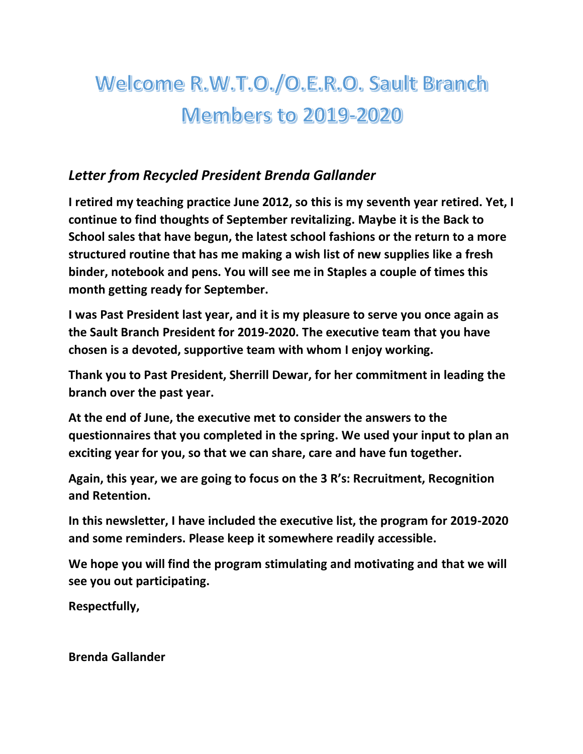# Welcome R.W.T.O./O.E.R.O. Sault Branch Members to 2019-2020

## *Letter from Recycled President Brenda Gallander*

**I retired my teaching practice June 2012, so this is my seventh year retired. Yet, I continue to find thoughts of September revitalizing. Maybe it is the Back to School sales that have begun, the latest school fashions or the return to a more structured routine that has me making a wish list of new supplies like a fresh binder, notebook and pens. You will see me in Staples a couple of times this month getting ready for September.**

**I was Past President last year, and it is my pleasure to serve you once again as the Sault Branch President for 2019-2020. The executive team that you have chosen is a devoted, supportive team with whom I enjoy working.**

**Thank you to Past President, Sherrill Dewar, for her commitment in leading the branch over the past year.**

**At the end of June, the executive met to consider the answers to the questionnaires that you completed in the spring. We used your input to plan an exciting year for you, so that we can share, care and have fun together.**

**Again, this year, we are going to focus on the 3 R's: Recruitment, Recognition and Retention.**

**In this newsletter, I have included the executive list, the program for 2019-2020 and some reminders. Please keep it somewhere readily accessible.**

**We hope you will find the program stimulating and motivating and that we will see you out participating.**

**Respectfully,**

**Brenda Gallander**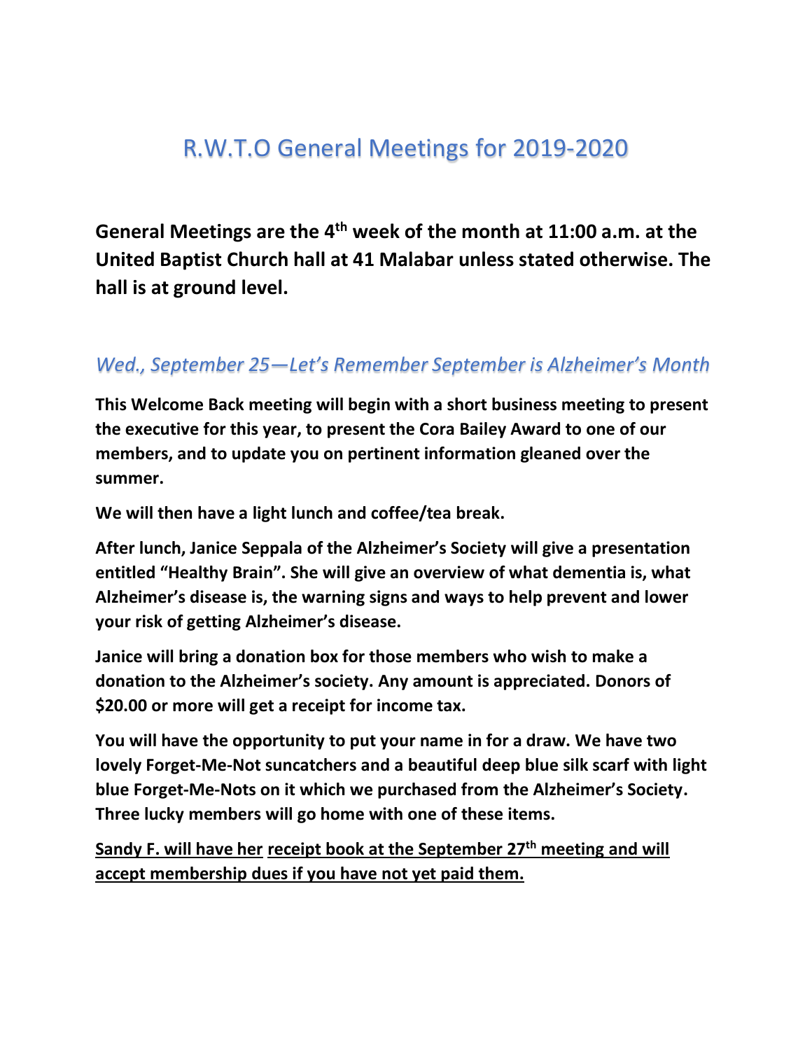# R.W.T.O General Meetings for 2019-2020

**General Meetings are the 4th week of the month at 11:00 a.m. at the United Baptist Church hall at 41 Malabar unless stated otherwise. The hall is at ground level.**

## *Wed., September 25—Let's Remember September is Alzheimer's Month*

**This Welcome Back meeting will begin with a short business meeting to present the executive for this year, to present the Cora Bailey Award to one of our members, and to update you on pertinent information gleaned over the summer.**

**We will then have a light lunch and coffee/tea break.**

**After lunch, Janice Seppala of the Alzheimer's Society will give a presentation entitled "Healthy Brain". She will give an overview of what dementia is, what Alzheimer's disease is, the warning signs and ways to help prevent and lower your risk of getting Alzheimer's disease.**

**Janice will bring a donation box for those members who wish to make a donation to the Alzheimer's society. Any amount is appreciated. Donors of $20.00 or more will get a receipt for income tax.**

**You will have the opportunity to put your name in for a draw. We have two lovely Forget-Me-Not suncatchers and a beautiful deep blue silk scarf with light blue Forget-Me-Nots on it which we purchased from the Alzheimer's Society. Three lucky members will go home with one of these items.**

<u>**Sandy F. will have her receipt book at the September 27th meeting and will accept membership dues if you have not yet paid them.**</u>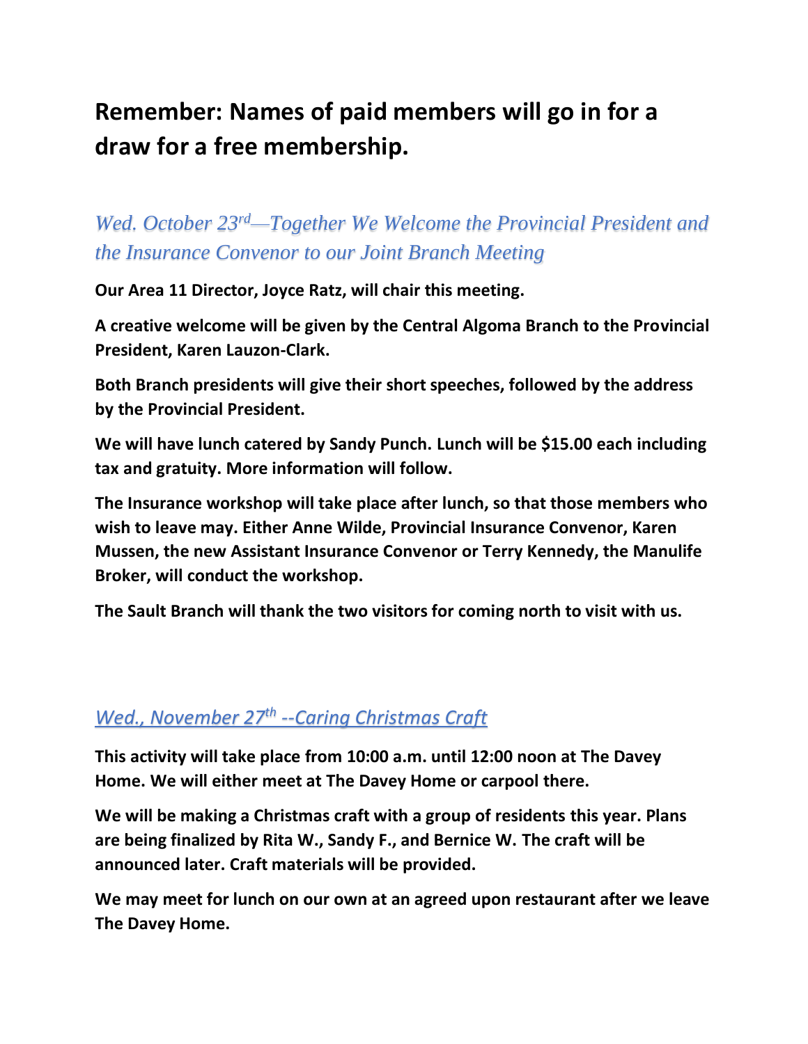# **Remember: Names of paid members will go in for a draw for a free membership.**

## *Wed. October 23rd—Together We Welcome the Provincial President and the Insurance Convenor to our Joint Branch Meeting*

**Our Area 11 Director, Joyce Ratz, will chair this meeting.**

**A creative welcome will be given by the Central Algoma Branch to the Provincial President, Karen Lauzon-Clark.**

**Both Branch presidents will give their short speeches, followed by the address by the Provincial President.**

**We will have lunch catered by Sandy Punch. Lunch will be $15.00 each including tax and gratuity. More information will follow.**

**The Insurance workshop will take place after lunch, so that those members who wish to leave may. Either Anne Wilde, Provincial Insurance Convenor, Karen Mussen, the new Assistant Insurance Convenor or Terry Kennedy, the Manulife Broker, will conduct the workshop.**

**The Sault Branch will thank the two visitors for coming north to visit with us.**

## *Wed., November 27th --Caring Christmas Craft*

**This activity will take place from 10:00 a.m. until 12:00 noon at The Davey Home. We will either meet at The Davey Home or carpool there.**

**We will be making a Christmas craft with a group of residents this year. Plans are being finalized by Rita W., Sandy F., and Bernice W. The craft will be announced later. Craft materials will be provided.**

**We may meet for lunch on our own at an agreed upon restaurant after we leave The Davey Home.**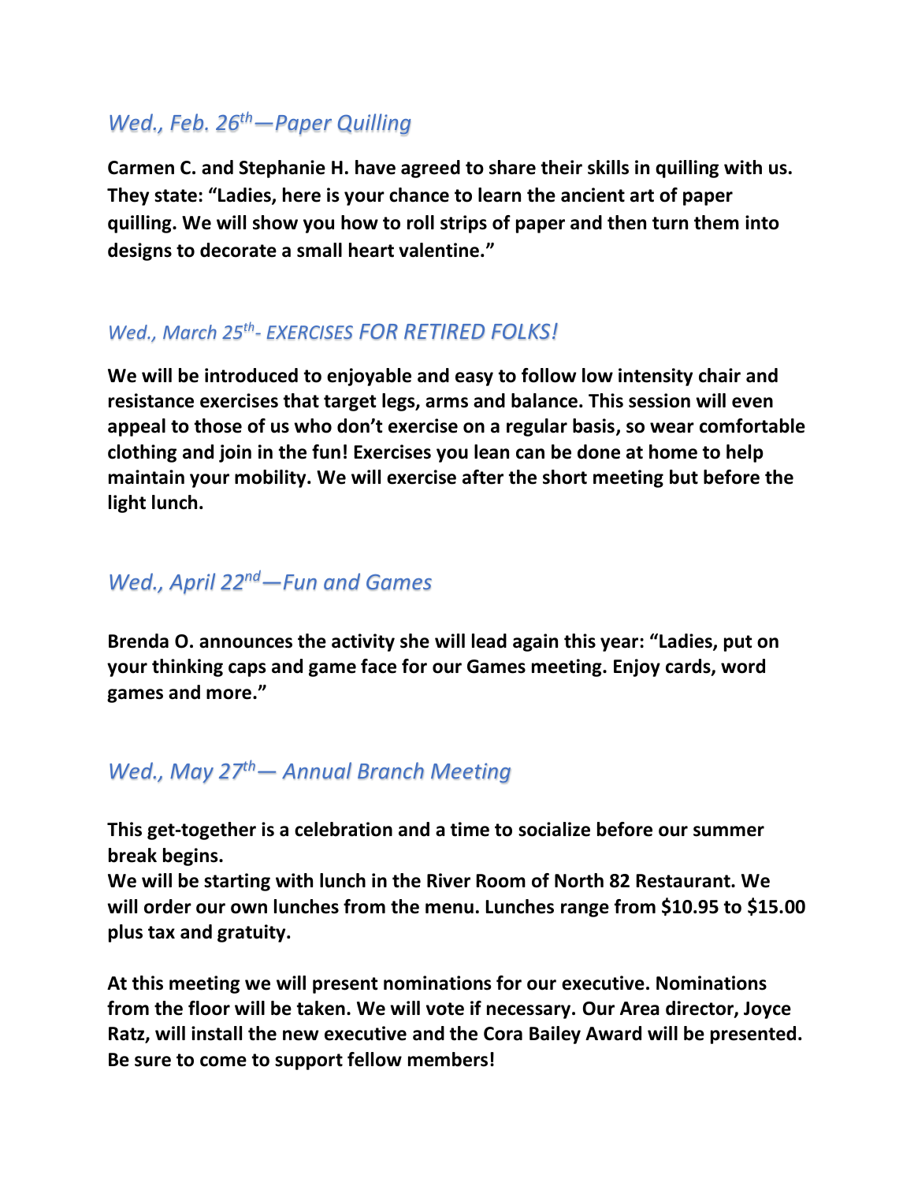## *Wed., Feb. 26th—Paper Quilling*

**Carmen C. and Stephanie H. have agreed to share their skills in quilling with us. They state: "Ladies, here is your chance to learn the ancient art of paper quilling. We will show you how to roll strips of paper and then turn them into designs to decorate a small heart valentine."**

## *Wed., March 25th- EXERCISES FOR RETIRED FOLKS!*

**We will be introduced to enjoyable and easy to follow low intensity chair and resistance exercises that target legs, arms and balance. This session will even appeal to those of us who don't exercise on a regular basis, so wear comfortable clothing and join in the fun! Exercises you lean can be done at home to help maintain your mobility. We will exercise after the short meeting but before the light lunch.**

## *Wed., April 22nd—Fun and Games*

**Brenda O. announces the activity she will lead again this year: "Ladies, put on your thinking caps and game face for our Games meeting. Enjoy cards, word games and more."**

## *Wed., May 27th— Annual Branch Meeting*

**This get-together is a celebration and a time to socialize before our summer break begins.**
**We will be starting with lunch in the River Room of North 82 Restaurant. We will order our own lunches from the menu. Lunches range from $10.95 to $15.00 plus tax and gratuity.**

**At this meeting we will present nominations for our executive. Nominations from the floor will be taken. We will vote if necessary. Our Area director, Joyce Ratz, will install the new executive and the Cora Bailey Award will be presented. Be sure to come to support fellow members!**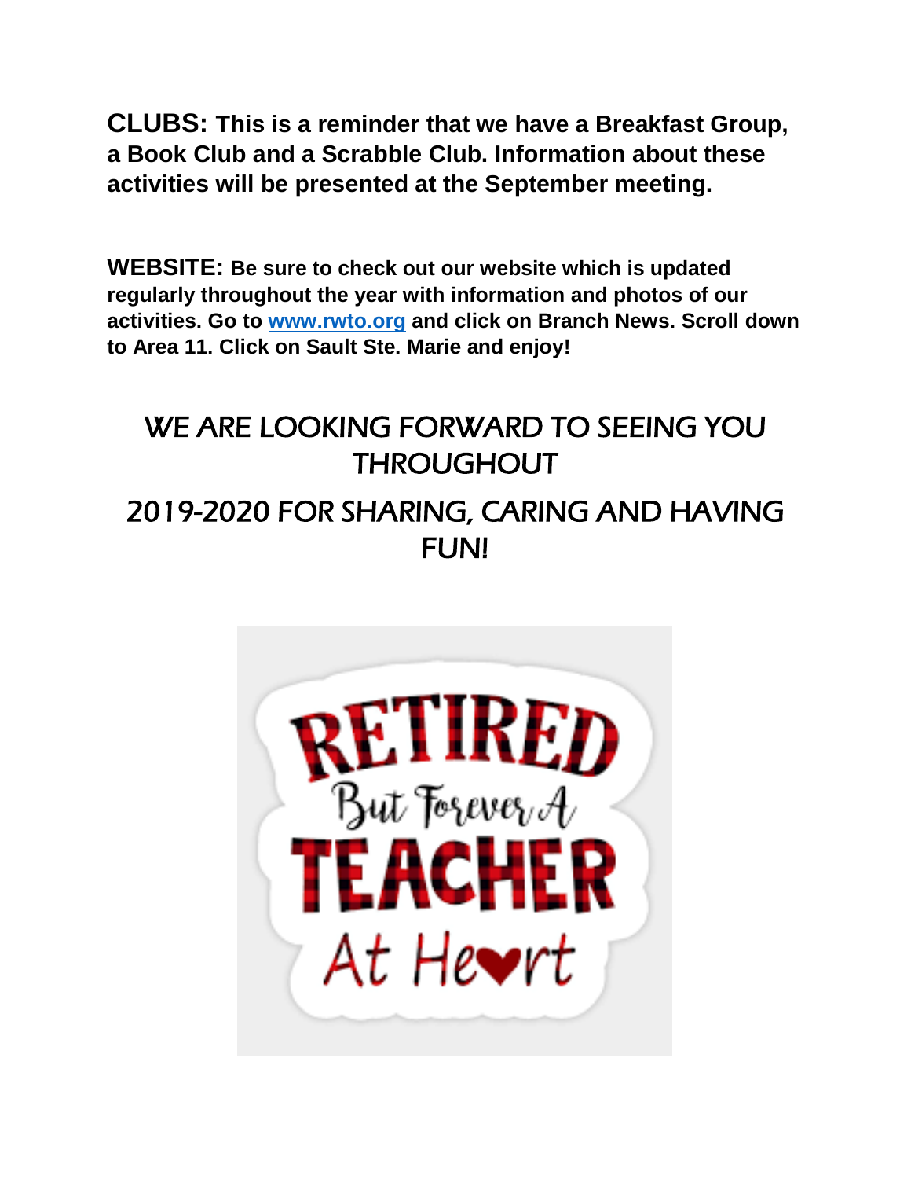**CLUBS:** **This is a reminder that we have a Breakfast Group, a Book Club and a Scrabble Club. Information about these activities will be presented at the September meeting.**

**WEBSITE:** **Be sure to check out our website which is updated regularly throughout the year with information and photos of our activities. Go to [www.rwto.org](http://www.rwto.org) and click on Branch News. Scroll down to Area 11. Click on Sault Ste. Marie and enjoy!**

WE ARE LOOKING FORWARD TO SEEING YOU THROUGHOUT

2019-2020 FOR SHARING, CARING AND HAVING FUN!

RETIRED

But Forever A

TEACHER

At Heart